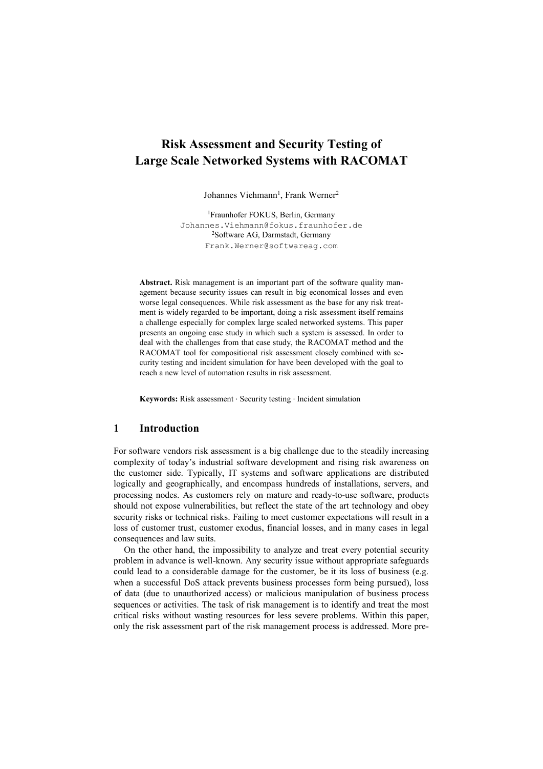# Risk Assessment and Security Testing of Large Scale Networked Systems with RACOMAT

Johannes Viehmann[1], Frank Werner[2]

[1]Fraunhofer FOKUS, Berlin, Germany
Johannes.Viehmann@fokus.fraunhofer.de
[2]Software AG, Darmstadt, Germany
Frank.Werner@softwareag.com

**Abstract.** Risk management is an important part of the software quality management because security issues can result in big economical losses and even worse legal consequences. While risk assessment as the base for any risk treatment is widely regarded to be important, doing a risk assessment itself remains a challenge especially for complex large scaled networked systems. This paper presents an ongoing case study in which such a system is assessed. In order to deal with the challenges from that case study, the RACOMAT method and the RACOMAT tool for compositional risk assessment closely combined with security testing and incident simulation for have been developed with the goal to reach a new level of automation results in risk assessment.

**Keywords:** Risk assessment · Security testing · Incident simulation

## 1 Introduction

For software vendors risk assessment is a big challenge due to the steadily increasing complexity of today's industrial software development and rising risk awareness on the customer side. Typically, IT systems and software applications are distributed logically and geographically, and encompass hundreds of installations, servers, and processing nodes. As customers rely on mature and ready-to-use software, products should not expose vulnerabilities, but reflect the state of the art technology and obey security risks or technical risks. Failing to meet customer expectations will result in a loss of customer trust, customer exodus, financial losses, and in many cases in legal consequences and law suits.

On the other hand, the impossibility to analyze and treat every potential security problem in advance is well-known. Any security issue without appropriate safeguards could lead to a considerable damage for the customer, be it its loss of business (e.g. when a successful DoS attack prevents business processes form being pursued), loss of data (due to unauthorized access) or malicious manipulation of business process sequences or activities. The task of risk management is to identify and treat the most critical risks without wasting resources for less severe problems. Within this paper, only the risk assessment part of the risk management process is addressed. More pre-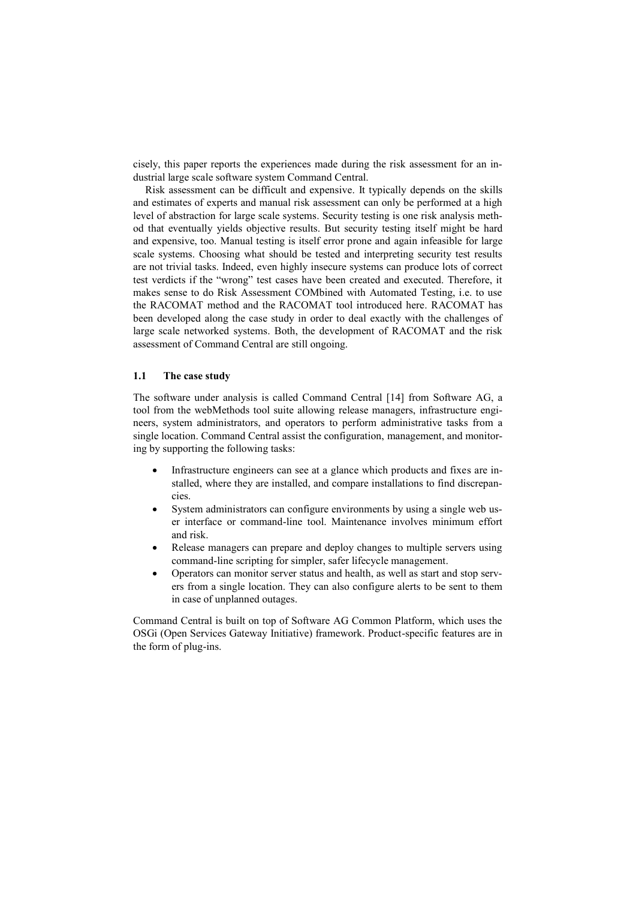cisely, this paper reports the experiences made during the risk assessment for an industrial large scale software system Command Central.

Risk assessment can be difficult and expensive. It typically depends on the skills and estimates of experts and manual risk assessment can only be performed at a high level of abstraction for large scale systems. Security testing is one risk analysis method that eventually yields objective results. But security testing itself might be hard and expensive, too. Manual testing is itself error prone and again infeasible for large scale systems. Choosing what should be tested and interpreting security test results are not trivial tasks. Indeed, even highly insecure systems can produce lots of correct test verdicts if the "wrong" test cases have been created and executed. Therefore, it makes sense to do Risk Assessment COMbined with Automated Testing, i.e. to use the RACOMAT method and the RACOMAT tool introduced here. RACOMAT has been developed along the case study in order to deal exactly with the challenges of large scale networked systems. Both, the development of RACOMAT and the risk assessment of Command Central are still ongoing.

### 1.1 The case study

The software under analysis is called Command Central [14] from Software AG, a tool from the webMethods tool suite allowing release managers, infrastructure engineers, system administrators, and operators to perform administrative tasks from a single location. Command Central assist the configuration, management, and monitoring by supporting the following tasks:

- Infrastructure engineers can see at a glance which products and fixes are installed, where they are installed, and compare installations to find discrepancies.
- System administrators can configure environments by using a single web user interface or command-line tool. Maintenance involves minimum effort and risk.
- Release managers can prepare and deploy changes to multiple servers using command-line scripting for simpler, safer lifecycle management.
- Operators can monitor server status and health, as well as start and stop servers from a single location. They can also configure alerts to be sent to them in case of unplanned outages.

Command Central is built on top of Software AG Common Platform, which uses the OSGi (Open Services Gateway Initiative) framework. Product-specific features are in the form of plug-ins.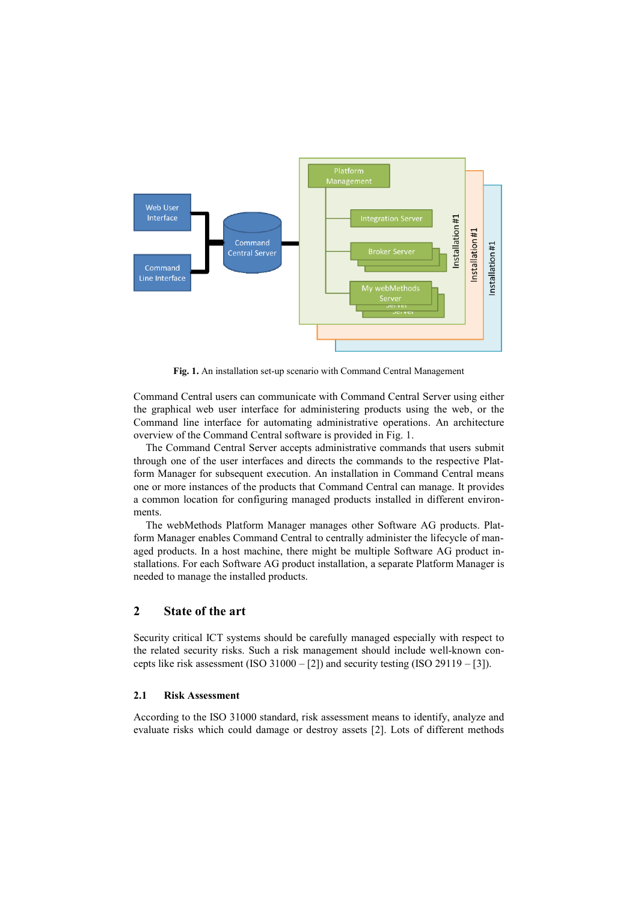Fig. 1. An installation set-up scenario with Command Central Management

Command Central users can communicate with Command Central Server using either the graphical web user interface for administering products using the web, or the Command line interface for automating administrative operations. An architecture overview of the Command Central software is provided in Fig. 1.

The Command Central Server accepts administrative commands that users submit through one of the user interfaces and directs the commands to the respective Platform Manager for subsequent execution. An installation in Command Central means one or more instances of the products that Command Central can manage. It provides a common location for configuring managed products installed in different environments.

The webMethods Platform Manager manages other Software AG products. Platform Manager enables Command Central to centrally administer the lifecycle of managed products. In a host machine, there might be multiple Software AG product installations. For each Software AG product installation, a separate Platform Manager is needed to manage the installed products.

## 2 State of the art

Security critical ICT systems should be carefully managed especially with respect to the related security risks. Such a risk management should include well-known concepts like risk assessment (ISO 31000 – [2]) and security testing (ISO 29119 – [3]).

### 2.1 Risk Assessment

According to the ISO 31000 standard, risk assessment means to identify, analyze and evaluate risks which could damage or destroy assets [2]. Lots of different methods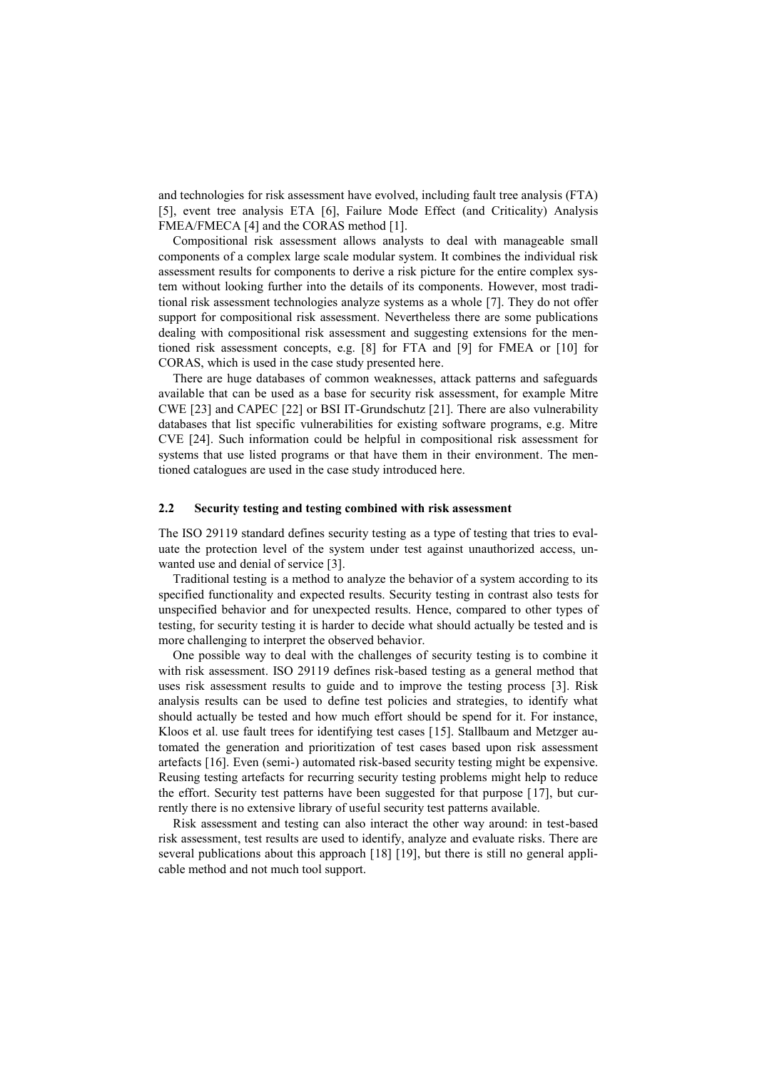and technologies for risk assessment have evolved, including fault tree analysis (FTA) [5], event tree analysis ETA [6], Failure Mode Effect (and Criticality) Analysis FMEA/FMECA [4] and the CORAS method [1].

Compositional risk assessment allows analysts to deal with manageable small components of a complex large scale modular system. It combines the individual risk assessment results for components to derive a risk picture for the entire complex system without looking further into the details of its components. However, most traditional risk assessment technologies analyze systems as a whole [7]. They do not offer support for compositional risk assessment. Nevertheless there are some publications dealing with compositional risk assessment and suggesting extensions for the mentioned risk assessment concepts, e.g. [8] for FTA and [9] for FMEA or [10] for CORAS, which is used in the case study presented here.

There are huge databases of common weaknesses, attack patterns and safeguards available that can be used as a base for security risk assessment, for example Mitre CWE [23] and CAPEC [22] or BSI IT-Grundschutz [21]. There are also vulnerability databases that list specific vulnerabilities for existing software programs, e.g. Mitre CVE [24]. Such information could be helpful in compositional risk assessment for systems that use listed programs or that have them in their environment. The mentioned catalogues are used in the case study introduced here.

### 2.2 Security testing and testing combined with risk assessment

The ISO 29119 standard defines security testing as a type of testing that tries to evaluate the protection level of the system under test against unauthorized access, unwanted use and denial of service [3].

Traditional testing is a method to analyze the behavior of a system according to its specified functionality and expected results. Security testing in contrast also tests for unspecified behavior and for unexpected results. Hence, compared to other types of testing, for security testing it is harder to decide what should actually be tested and is more challenging to interpret the observed behavior.

One possible way to deal with the challenges of security testing is to combine it with risk assessment. ISO 29119 defines risk-based testing as a general method that uses risk assessment results to guide and to improve the testing process [3]. Risk analysis results can be used to define test policies and strategies, to identify what should actually be tested and how much effort should be spend for it. For instance, Kloos et al. use fault trees for identifying test cases [15]. Stallbaum and Metzger automated the generation and prioritization of test cases based upon risk assessment artefacts [16]. Even (semi-) automated risk-based security testing might be expensive. Reusing testing artefacts for recurring security testing problems might help to reduce the effort. Security test patterns have been suggested for that purpose [17], but currently there is no extensive library of useful security test patterns available.

Risk assessment and testing can also interact the other way around: in test-based risk assessment, test results are used to identify, analyze and evaluate risks. There are several publications about this approach [18] [19], but there is still no general applicable method and not much tool support.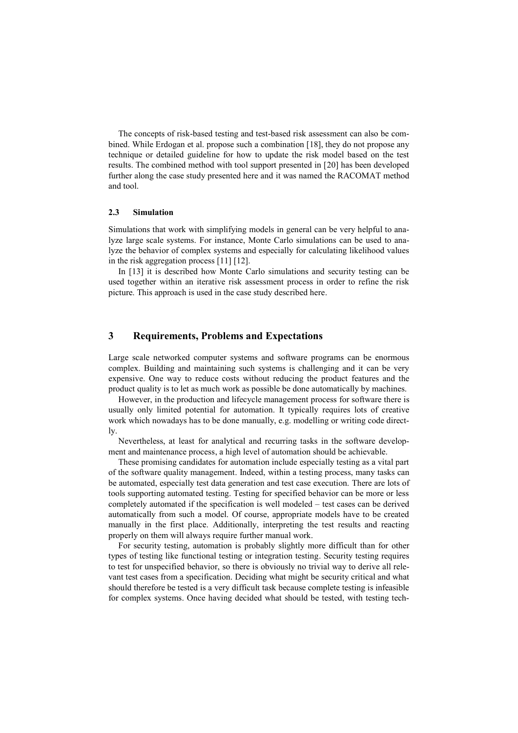The concepts of risk-based testing and test-based risk assessment can also be combined. While Erdogan et al. propose such a combination [18], they do not propose any technique or detailed guideline for how to update the risk model based on the test results. The combined method with tool support presented in [20] has been developed further along the case study presented here and it was named the RACOMAT method and tool.

### 2.3 Simulation

Simulations that work with simplifying models in general can be very helpful to analyze large scale systems. For instance, Monte Carlo simulations can be used to analyze the behavior of complex systems and especially for calculating likelihood values in the risk aggregation process [11] [12].

In [13] it is described how Monte Carlo simulations and security testing can be used together within an iterative risk assessment process in order to refine the risk picture. This approach is used in the case study described here.

## 3 Requirements, Problems and Expectations

Large scale networked computer systems and software programs can be enormous complex. Building and maintaining such systems is challenging and it can be very expensive. One way to reduce costs without reducing the product features and the product quality is to let as much work as possible be done automatically by machines.

However, in the production and lifecycle management process for software there is usually only limited potential for automation. It typically requires lots of creative work which nowadays has to be done manually, e.g. modelling or writing code directly.

Nevertheless, at least for analytical and recurring tasks in the software development and maintenance process, a high level of automation should be achievable.

These promising candidates for automation include especially testing as a vital part of the software quality management. Indeed, within a testing process, many tasks can be automated, especially test data generation and test case execution. There are lots of tools supporting automated testing. Testing for specified behavior can be more or less completely automated if the specification is well modeled – test cases can be derived automatically from such a model. Of course, appropriate models have to be created manually in the first place. Additionally, interpreting the test results and reacting properly on them will always require further manual work.

For security testing, automation is probably slightly more difficult than for other types of testing like functional testing or integration testing. Security testing requires to test for unspecified behavior, so there is obviously no trivial way to derive all relevant test cases from a specification. Deciding what might be security critical and what should therefore be tested is a very difficult task because complete testing is infeasible for complex systems. Once having decided what should be tested, with testing tech-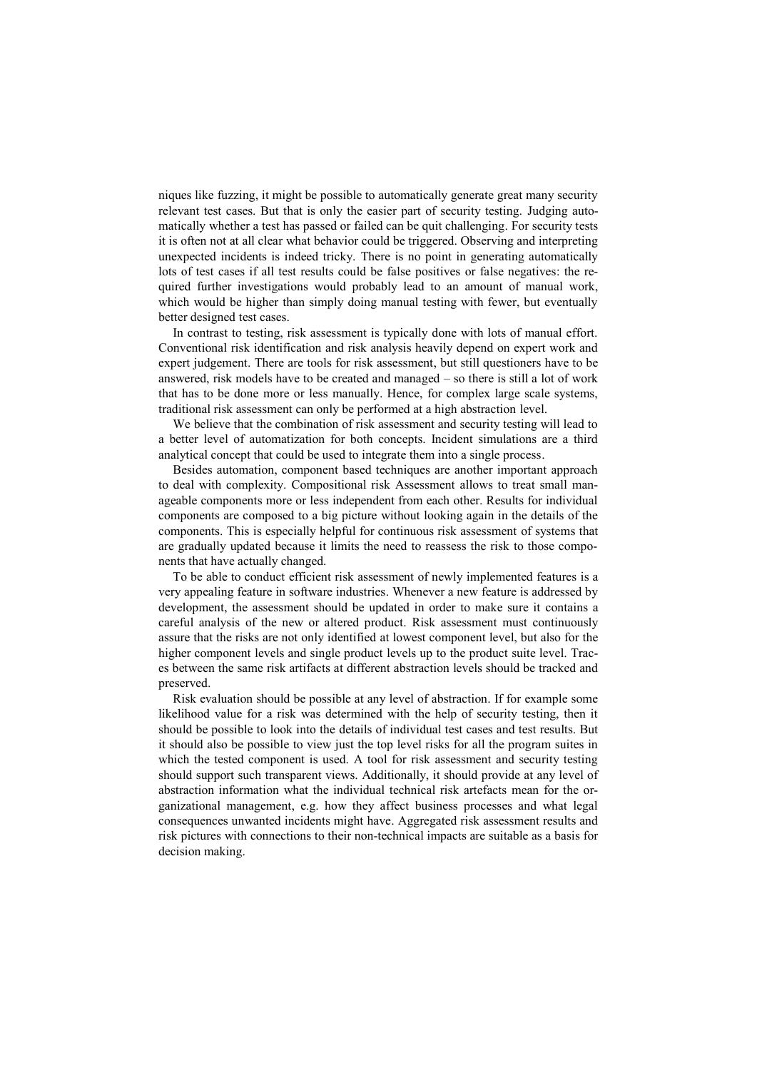niques like fuzzing, it might be possible to automatically generate great many security relevant test cases. But that is only the easier part of security testing. Judging automatically whether a test has passed or failed can be quit challenging. For security tests it is often not at all clear what behavior could be triggered. Observing and interpreting unexpected incidents is indeed tricky. There is no point in generating automatically lots of test cases if all test results could be false positives or false negatives: the required further investigations would probably lead to an amount of manual work, which would be higher than simply doing manual testing with fewer, but eventually better designed test cases.

In contrast to testing, risk assessment is typically done with lots of manual effort. Conventional risk identification and risk analysis heavily depend on expert work and expert judgement. There are tools for risk assessment, but still questioners have to be answered, risk models have to be created and managed – so there is still a lot of work that has to be done more or less manually. Hence, for complex large scale systems, traditional risk assessment can only be performed at a high abstraction level.

We believe that the combination of risk assessment and security testing will lead to a better level of automatization for both concepts. Incident simulations are a third analytical concept that could be used to integrate them into a single process.

Besides automation, component based techniques are another important approach to deal with complexity. Compositional risk Assessment allows to treat small manageable components more or less independent from each other. Results for individual components are composed to a big picture without looking again in the details of the components. This is especially helpful for continuous risk assessment of systems that are gradually updated because it limits the need to reassess the risk to those components that have actually changed.

To be able to conduct efficient risk assessment of newly implemented features is a very appealing feature in software industries. Whenever a new feature is addressed by development, the assessment should be updated in order to make sure it contains a careful analysis of the new or altered product. Risk assessment must continuously assure that the risks are not only identified at lowest component level, but also for the higher component levels and single product levels up to the product suite level. Traces between the same risk artifacts at different abstraction levels should be tracked and preserved.

Risk evaluation should be possible at any level of abstraction. If for example some likelihood value for a risk was determined with the help of security testing, then it should be possible to look into the details of individual test cases and test results. But it should also be possible to view just the top level risks for all the program suites in which the tested component is used. A tool for risk assessment and security testing should support such transparent views. Additionally, it should provide at any level of abstraction information what the individual technical risk artefacts mean for the organizational management, e.g. how they affect business processes and what legal consequences unwanted incidents might have. Aggregated risk assessment results and risk pictures with connections to their non-technical impacts are suitable as a basis for decision making.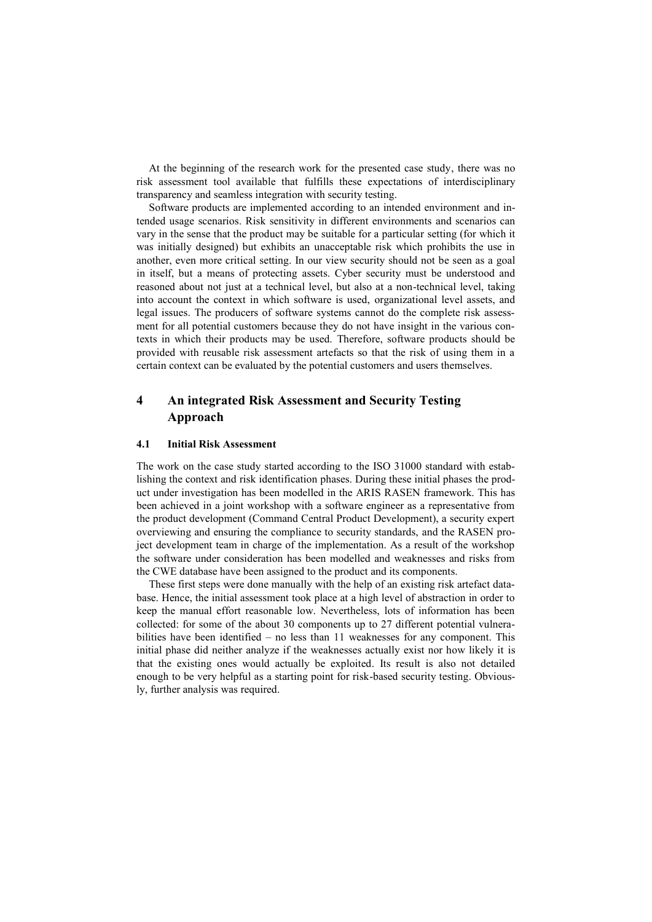At the beginning of the research work for the presented case study, there was no risk assessment tool available that fulfills these expectations of interdisciplinary transparency and seamless integration with security testing.

Software products are implemented according to an intended environment and intended usage scenarios. Risk sensitivity in different environments and scenarios can vary in the sense that the product may be suitable for a particular setting (for which it was initially designed) but exhibits an unacceptable risk which prohibits the use in another, even more critical setting. In our view security should not be seen as a goal in itself, but a means of protecting assets. Cyber security must be understood and reasoned about not just at a technical level, but also at a non-technical level, taking into account the context in which software is used, organizational level assets, and legal issues. The producers of software systems cannot do the complete risk assessment for all potential customers because they do not have insight in the various contexts in which their products may be used. Therefore, software products should be provided with reusable risk assessment artefacts so that the risk of using them in a certain context can be evaluated by the potential customers and users themselves.

## 4 An integrated Risk Assessment and Security Testing Approach

### 4.1 Initial Risk Assessment

The work on the case study started according to the ISO 31000 standard with establishing the context and risk identification phases. During these initial phases the product under investigation has been modelled in the ARIS RASEN framework. This has been achieved in a joint workshop with a software engineer as a representative from the product development (Command Central Product Development), a security expert overviewing and ensuring the compliance to security standards, and the RASEN project development team in charge of the implementation. As a result of the workshop the software under consideration has been modelled and weaknesses and risks from the CWE database have been assigned to the product and its components.

These first steps were done manually with the help of an existing risk artefact database. Hence, the initial assessment took place at a high level of abstraction in order to keep the manual effort reasonable low. Nevertheless, lots of information has been collected: for some of the about 30 components up to 27 different potential vulnerabilities have been identified – no less than 11 weaknesses for any component. This initial phase did neither analyze if the weaknesses actually exist nor how likely it is that the existing ones would actually be exploited. Its result is also not detailed enough to be very helpful as a starting point for risk-based security testing. Obviously, further analysis was required.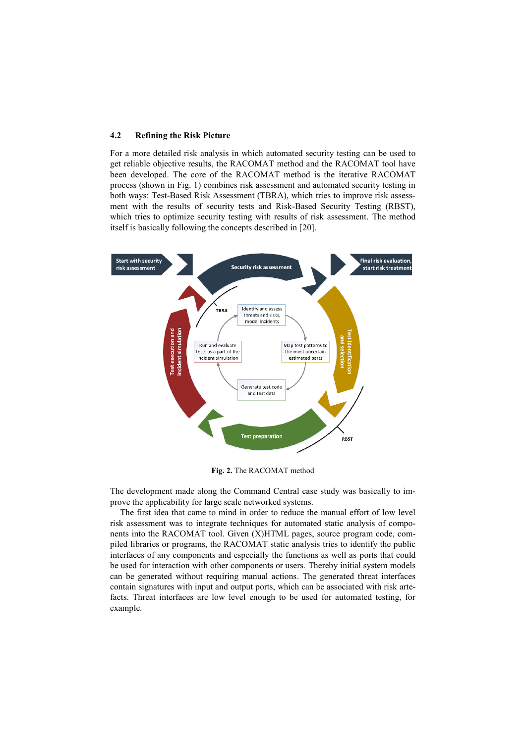### 4.2 Refining the Risk Picture

For a more detailed risk analysis in which automated security testing can be used to get reliable objective results, the RACOMAT method and the RACOMAT tool have been developed. The core of the RACOMAT method is the iterative RACOMAT process (shown in Fig. 1) combines risk assessment and automated security testing in both ways: Test-Based Risk Assessment (TBRA), which tries to improve risk assessment with the results of security tests and Risk-Based Security Testing (RBST), which tries to optimize security testing with results of risk assessment. The method itself is basically following the concepts described in [20].

**Fig. 2.** The RACOMAT method

The development made along the Command Central case study was basically to improve the applicability for large scale networked systems.

The first idea that came to mind in order to reduce the manual effort of low level risk assessment was to integrate techniques for automated static analysis of components into the RACOMAT tool. Given (X)HTML pages, source program code, compiled libraries or programs, the RACOMAT static analysis tries to identify the public interfaces of any components and especially the functions as well as ports that could be used for interaction with other components or users. Thereby initial system models can be generated without requiring manual actions. The generated threat interfaces contain signatures with input and output ports, which can be associated with risk artefacts. Threat interfaces are low level enough to be used for automated testing, for example.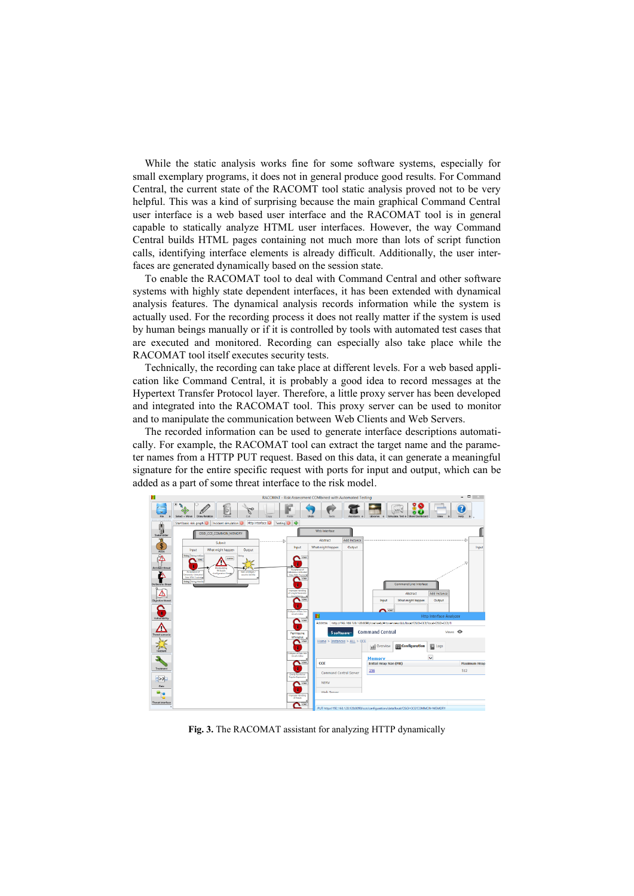While the static analysis works fine for some software systems, especially for small exemplary programs, it does not in general produce good results. For Command Central, the current state of the RACOMT tool static analysis proved not to be very helpful. This was a kind of surprising because the main graphical Command Central user interface is a web based user interface and the RACOMAT tool is in general capable to statically analyze HTML user interfaces. However, the way Command Central builds HTML pages containing not much more than lots of script function calls, identifying interface elements is already difficult. Additionally, the user interfaces are generated dynamically based on the session state.

To enable the RACOMAT tool to deal with Command Central and other software systems with highly state dependent interfaces, it has been extended with dynamical analysis features. The dynamical analysis records information while the system is actually used. For the recording process it does not really matter if the system is used by human beings manually or if it is controlled by tools with automated test cases that are executed and monitored. Recording can especially also take place while the RACOMAT tool itself executes security tests.

Technically, the recording can take place at different levels. For a web based application like Command Central, it is probably a good idea to record messages at the Hypertext Transfer Protocol layer. Therefore, a little proxy server has been developed and integrated into the RACOMAT tool. This proxy server can be used to monitor and to manipulate the communication between Web Clients and Web Servers.

The recorded information can be used to generate interface descriptions automatically. For example, the RACOMAT tool can extract the target name and the parameter names from a HTTP PUT request. Based on this data, it can generate a meaningful signature for the entire specific request with ports for input and output, which can be added as a part of some threat interface to the risk model.

**Fig. 3.** The RACOMAT assistant for analyzing HTTP dynamically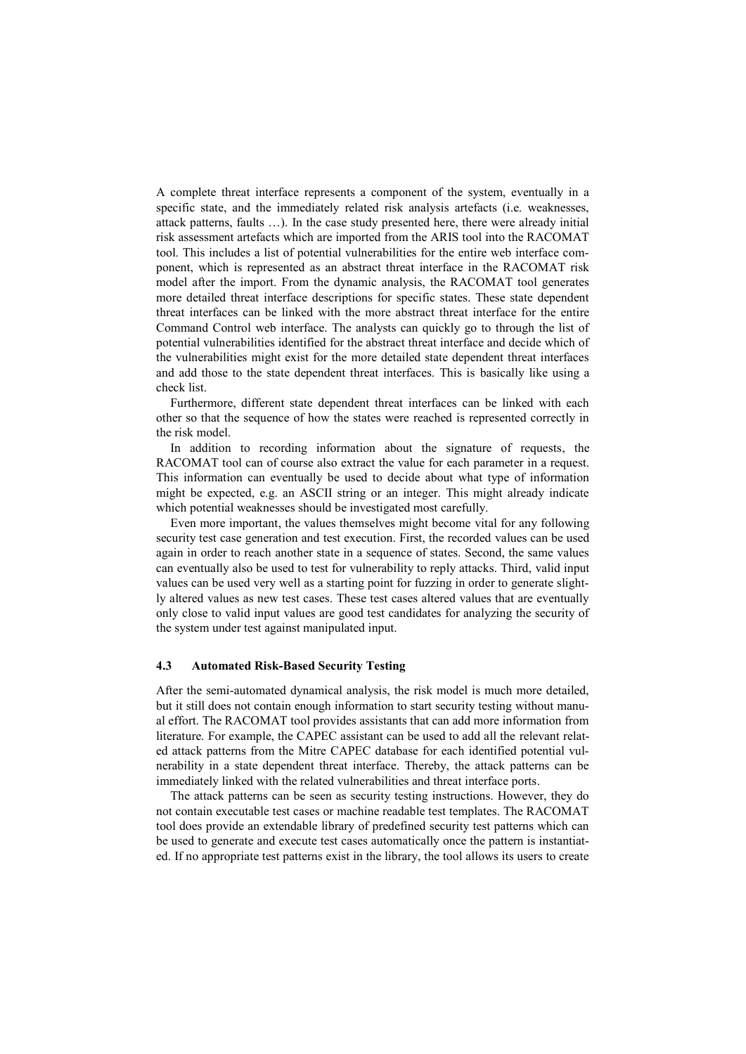A complete threat interface represents a component of the system, eventually in a specific state, and the immediately related risk analysis artefacts (i.e. weaknesses, attack patterns, faults …). In the case study presented here, there were already initial risk assessment artefacts which are imported from the ARIS tool into the RACOMAT tool. This includes a list of potential vulnerabilities for the entire web interface component, which is represented as an abstract threat interface in the RACOMAT risk model after the import. From the dynamic analysis, the RACOMAT tool generates more detailed threat interface descriptions for specific states. These state dependent threat interfaces can be linked with the more abstract threat interface for the entire Command Control web interface. The analysts can quickly go to through the list of potential vulnerabilities identified for the abstract threat interface and decide which of the vulnerabilities might exist for the more detailed state dependent threat interfaces and add those to the state dependent threat interfaces. This is basically like using a check list.

Furthermore, different state dependent threat interfaces can be linked with each other so that the sequence of how the states were reached is represented correctly in the risk model.

In addition to recording information about the signature of requests, the RACOMAT tool can of course also extract the value for each parameter in a request. This information can eventually be used to decide about what type of information might be expected, e.g. an ASCII string or an integer. This might already indicate which potential weaknesses should be investigated most carefully.

Even more important, the values themselves might become vital for any following security test case generation and test execution. First, the recorded values can be used again in order to reach another state in a sequence of states. Second, the same values can eventually also be used to test for vulnerability to reply attacks. Third, valid input values can be used very well as a starting point for fuzzing in order to generate slightly altered values as new test cases. These test cases altered values that are eventually only close to valid input values are good test candidates for analyzing the security of the system under test against manipulated input.

### 4.3 Automated Risk-Based Security Testing

After the semi-automated dynamical analysis, the risk model is much more detailed, but it still does not contain enough information to start security testing without manual effort. The RACOMAT tool provides assistants that can add more information from literature. For example, the CAPEC assistant can be used to add all the relevant related attack patterns from the Mitre CAPEC database for each identified potential vulnerability in a state dependent threat interface. Thereby, the attack patterns can be immediately linked with the related vulnerabilities and threat interface ports.

The attack patterns can be seen as security testing instructions. However, they do not contain executable test cases or machine readable test templates. The RACOMAT tool does provide an extendable library of predefined security test patterns which can be used to generate and execute test cases automatically once the pattern is instantiated. If no appropriate test patterns exist in the library, the tool allows its users to create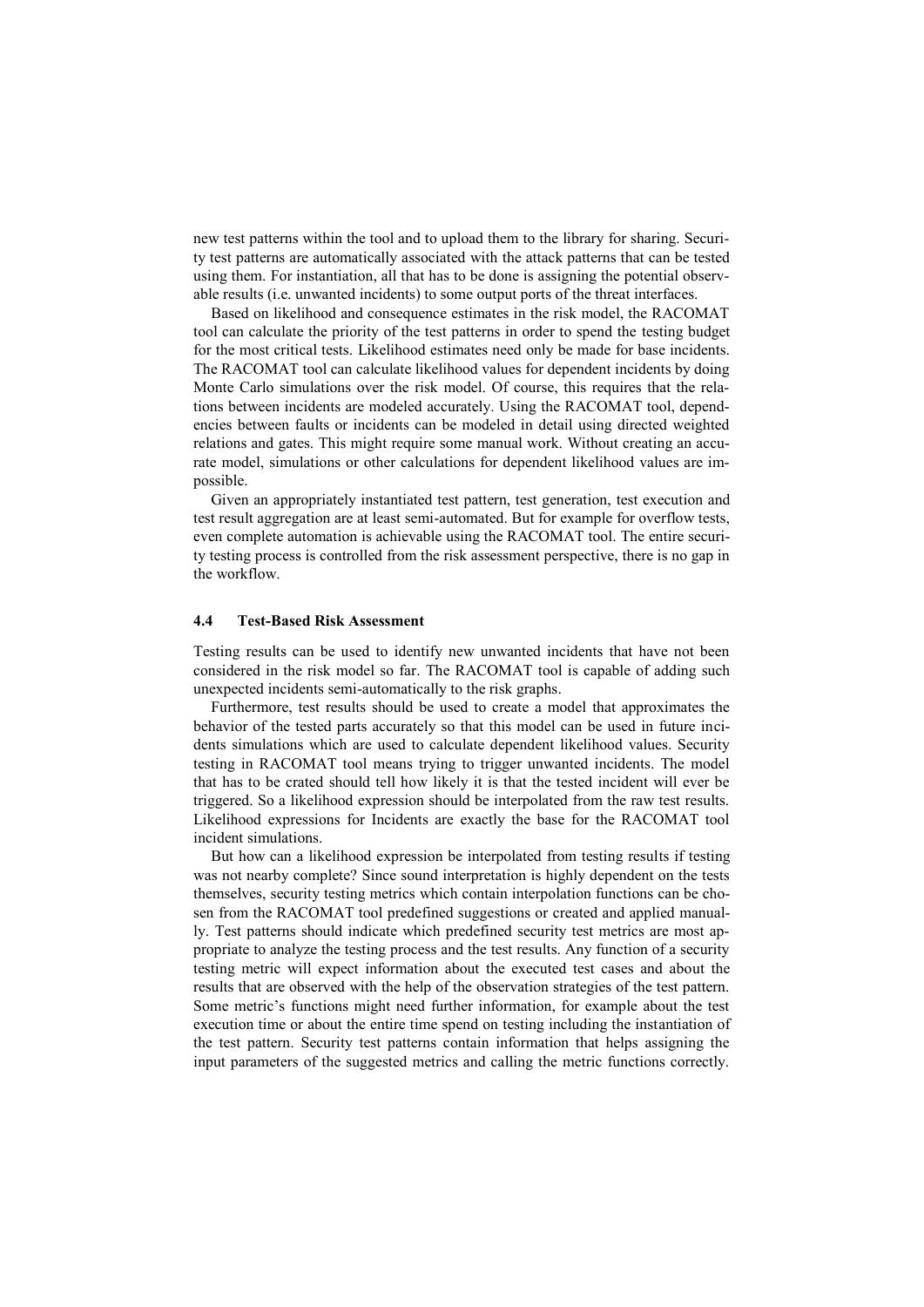new test patterns within the tool and to upload them to the library for sharing. Security test patterns are automatically associated with the attack patterns that can be tested using them. For instantiation, all that has to be done is assigning the potential observable results (i.e. unwanted incidents) to some output ports of the threat interfaces.

Based on likelihood and consequence estimates in the risk model, the RACOMAT tool can calculate the priority of the test patterns in order to spend the testing budget for the most critical tests. Likelihood estimates need only be made for base incidents. The RACOMAT tool can calculate likelihood values for dependent incidents by doing Monte Carlo simulations over the risk model. Of course, this requires that the relations between incidents are modeled accurately. Using the RACOMAT tool, dependencies between faults or incidents can be modeled in detail using directed weighted relations and gates. This might require some manual work. Without creating an accurate model, simulations or other calculations for dependent likelihood values are impossible.

Given an appropriately instantiated test pattern, test generation, test execution and test result aggregation are at least semi-automated. But for example for overflow tests, even complete automation is achievable using the RACOMAT tool. The entire security testing process is controlled from the risk assessment perspective, there is no gap in the workflow.

### 4.4 Test-Based Risk Assessment

Testing results can be used to identify new unwanted incidents that have not been considered in the risk model so far. The RACOMAT tool is capable of adding such unexpected incidents semi-automatically to the risk graphs.

Furthermore, test results should be used to create a model that approximates the behavior of the tested parts accurately so that this model can be used in future incidents simulations which are used to calculate dependent likelihood values. Security testing in RACOMAT tool means trying to trigger unwanted incidents. The model that has to be crated should tell how likely it is that the tested incident will ever be triggered. So a likelihood expression should be interpolated from the raw test results. Likelihood expressions for Incidents are exactly the base for the RACOMAT tool incident simulations.

But how can a likelihood expression be interpolated from testing results if testing was not nearby complete? Since sound interpretation is highly dependent on the tests themselves, security testing metrics which contain interpolation functions can be chosen from the RACOMAT tool predefined suggestions or created and applied manually. Test patterns should indicate which predefined security test metrics are most appropriate to analyze the testing process and the test results. Any function of a security testing metric will expect information about the executed test cases and about the results that are observed with the help of the observation strategies of the test pattern. Some metric's functions might need further information, for example about the test execution time or about the entire time spend on testing including the instantiation of the test pattern. Security test patterns contain information that helps assigning the input parameters of the suggested metrics and calling the metric functions correctly.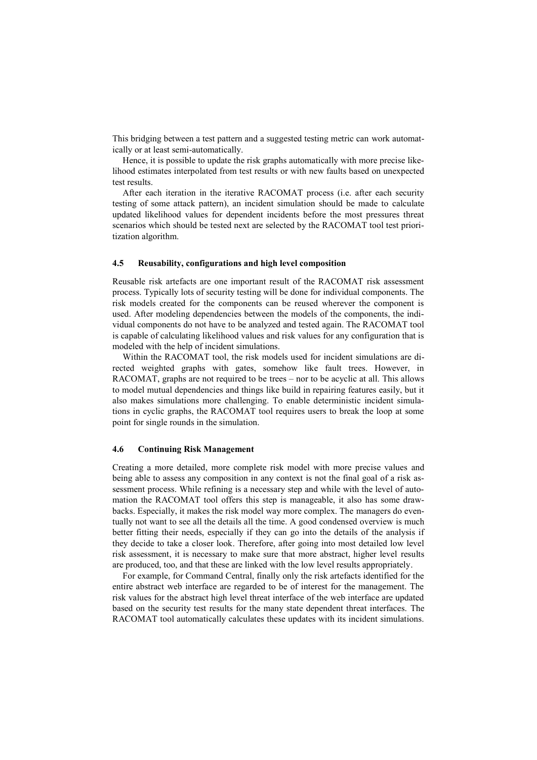This bridging between a test pattern and a suggested testing metric can work automatically or at least semi-automatically.

Hence, it is possible to update the risk graphs automatically with more precise likelihood estimates interpolated from test results or with new faults based on unexpected test results.

After each iteration in the iterative RACOMAT process (i.e. after each security testing of some attack pattern), an incident simulation should be made to calculate updated likelihood values for dependent incidents before the most pressures threat scenarios which should be tested next are selected by the RACOMAT tool test prioritization algorithm.

### 4.5 Reusability, configurations and high level composition

Reusable risk artefacts are one important result of the RACOMAT risk assessment process. Typically lots of security testing will be done for individual components. The risk models created for the components can be reused wherever the component is used. After modeling dependencies between the models of the components, the individual components do not have to be analyzed and tested again. The RACOMAT tool is capable of calculating likelihood values and risk values for any configuration that is modeled with the help of incident simulations.

Within the RACOMAT tool, the risk models used for incident simulations are directed weighted graphs with gates, somehow like fault trees. However, in RACOMAT, graphs are not required to be trees – nor to be acyclic at all. This allows to model mutual dependencies and things like build in repairing features easily, but it also makes simulations more challenging. To enable deterministic incident simulations in cyclic graphs, the RACOMAT tool requires users to break the loop at some point for single rounds in the simulation.

### 4.6 Continuing Risk Management

Creating a more detailed, more complete risk model with more precise values and being able to assess any composition in any context is not the final goal of a risk assessment process. While refining is a necessary step and while with the level of automation the RACOMAT tool offers this step is manageable, it also has some drawbacks. Especially, it makes the risk model way more complex. The managers do eventually not want to see all the details all the time. A good condensed overview is much better fitting their needs, especially if they can go into the details of the analysis if they decide to take a closer look. Therefore, after going into most detailed low level risk assessment, it is necessary to make sure that more abstract, higher level results are produced, too, and that these are linked with the low level results appropriately.

For example, for Command Central, finally only the risk artefacts identified for the entire abstract web interface are regarded to be of interest for the management. The risk values for the abstract high level threat interface of the web interface are updated based on the security test results for the many state dependent threat interfaces. The RACOMAT tool automatically calculates these updates with its incident simulations.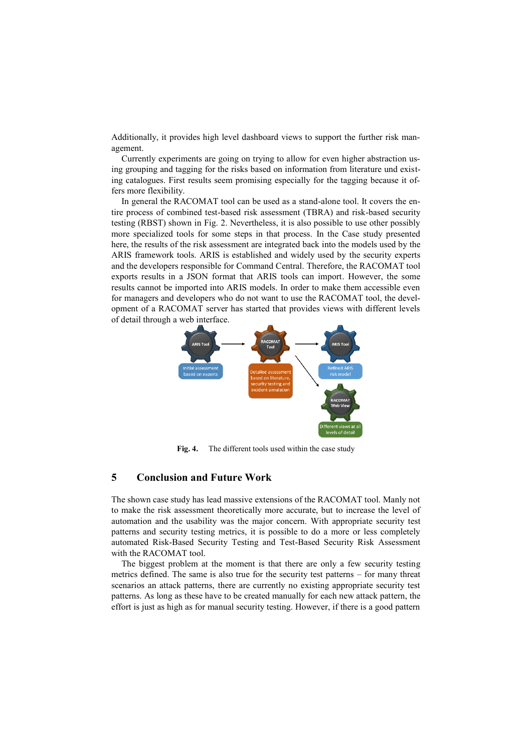Additionally, it provides high level dashboard views to support the further risk management.

Currently experiments are going on trying to allow for even higher abstraction using grouping and tagging for the risks based on information from literature und existing catalogues. First results seem promising especially for the tagging because it offers more flexibility.

In general the RACOMAT tool can be used as a stand-alone tool. It covers the entire process of combined test-based risk assessment (TBRA) and risk-based security testing (RBST) shown in Fig. 2. Nevertheless, it is also possible to use other possibly more specialized tools for some steps in that process. In the Case study presented here, the results of the risk assessment are integrated back into the models used by the ARIS framework tools. ARIS is established and widely used by the security experts and the developers responsible for Command Central. Therefore, the RACOMAT tool exports results in a JSON format that ARIS tools can import. However, the some results cannot be imported into ARIS models. In order to make them accessible even for managers and developers who do not want to use the RACOMAT tool, the development of a RACOMAT server has started that provides views with different levels of detail through a web interface.

**Fig. 4.** The different tools used within the case study

## 5 Conclusion and Future Work

The shown case study has lead massive extensions of the RACOMAT tool. Manly not to make the risk assessment theoretically more accurate, but to increase the level of automation and the usability was the major concern. With appropriate security test patterns and security testing metrics, it is possible to do a more or less completely automated Risk-Based Security Testing and Test-Based Security Risk Assessment with the RACOMAT tool.

The biggest problem at the moment is that there are only a few security testing metrics defined. The same is also true for the security test patterns – for many threat scenarios an attack patterns, there are currently no existing appropriate security test patterns. As long as these have to be created manually for each new attack pattern, the effort is just as high as for manual security testing. However, if there is a good pattern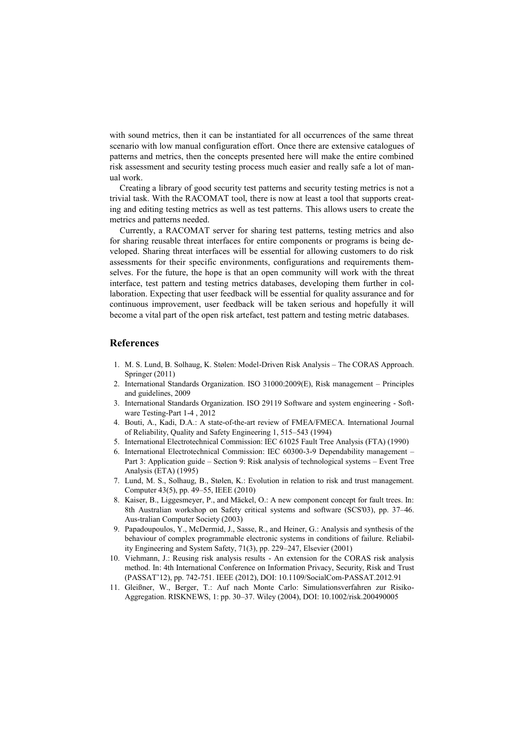with sound metrics, then it can be instantiated for all occurrences of the same threat scenario with low manual configuration effort. Once there are extensive catalogues of patterns and metrics, then the concepts presented here will make the entire combined risk assessment and security testing process much easier and really safe a lot of manual work.

Creating a library of good security test patterns and security testing metrics is not a trivial task. With the RACOMAT tool, there is now at least a tool that supports creating and editing testing metrics as well as test patterns. This allows users to create the metrics and patterns needed.

Currently, a RACOMAT server for sharing test patterns, testing metrics and also for sharing reusable threat interfaces for entire components or programs is being developed. Sharing threat interfaces will be essential for allowing customers to do risk assessments for their specific environments, configurations and requirements themselves. For the future, the hope is that an open community will work with the threat interface, test pattern and testing metrics databases, developing them further in collaboration. Expecting that user feedback will be essential for quality assurance and for continuous improvement, user feedback will be taken serious and hopefully it will become a vital part of the open risk artefact, test pattern and testing metric databases.

## References

1. M. S. Lund, B. Solhaug, K. Stølen: Model-Driven Risk Analysis – The CORAS Approach. Springer (2011)
2. International Standards Organization. ISO 31000:2009(E), Risk management – Principles and guidelines, 2009
3. International Standards Organization. ISO 29119 Software and system engineering - Software Testing-Part 1-4 , 2012
4. Bouti, A., Kadi, D.A.: A state-of-the-art review of FMEA/FMECA. International Journal of Reliability, Quality and Safety Engineering 1, 515–543 (1994)
5. International Electrotechnical Commission: IEC 61025 Fault Tree Analysis (FTA) (1990)
6. International Electrotechnical Commission: IEC 60300-3-9 Dependability management – Part 3: Application guide – Section 9: Risk analysis of technological systems – Event Tree Analysis (ETA) (1995)
7. Lund, M. S., Solhaug, B., Stølen, K.: Evolution in relation to risk and trust management. Computer 43(5), pp. 49–55, IEEE (2010)
8. Kaiser, B., Liggesmeyer, P., and Mäckel, O.: A new component concept for fault trees. In: 8th Australian workshop on Safety critical systems and software (SCS'03), pp. 37–46. Aus-tralian Computer Society (2003)
9. Papadoupoulos, Y., McDermid, J., Sasse, R., and Heiner, G.: Analysis and synthesis of the behaviour of complex programmable electronic systems in conditions of failure. Reliability Engineering and System Safety, 71(3), pp. 229–247, Elsevier (2001)
10. Viehmann, J.: Reusing risk analysis results - An extension for the CORAS risk analysis method. In: 4th International Conference on Information Privacy, Security, Risk and Trust (PASSAT'12), pp. 742-751. IEEE (2012), DOI: 10.1109/SocialCom-PASSAT.2012.91
11. Gleißner, W., Berger, T.: Auf nach Monte Carlo: Simulationsverfahren zur Risiko-Aggregation. RISKNEWS, 1: pp. 30–37. Wiley (2004), DOI: 10.1002/risk.200490005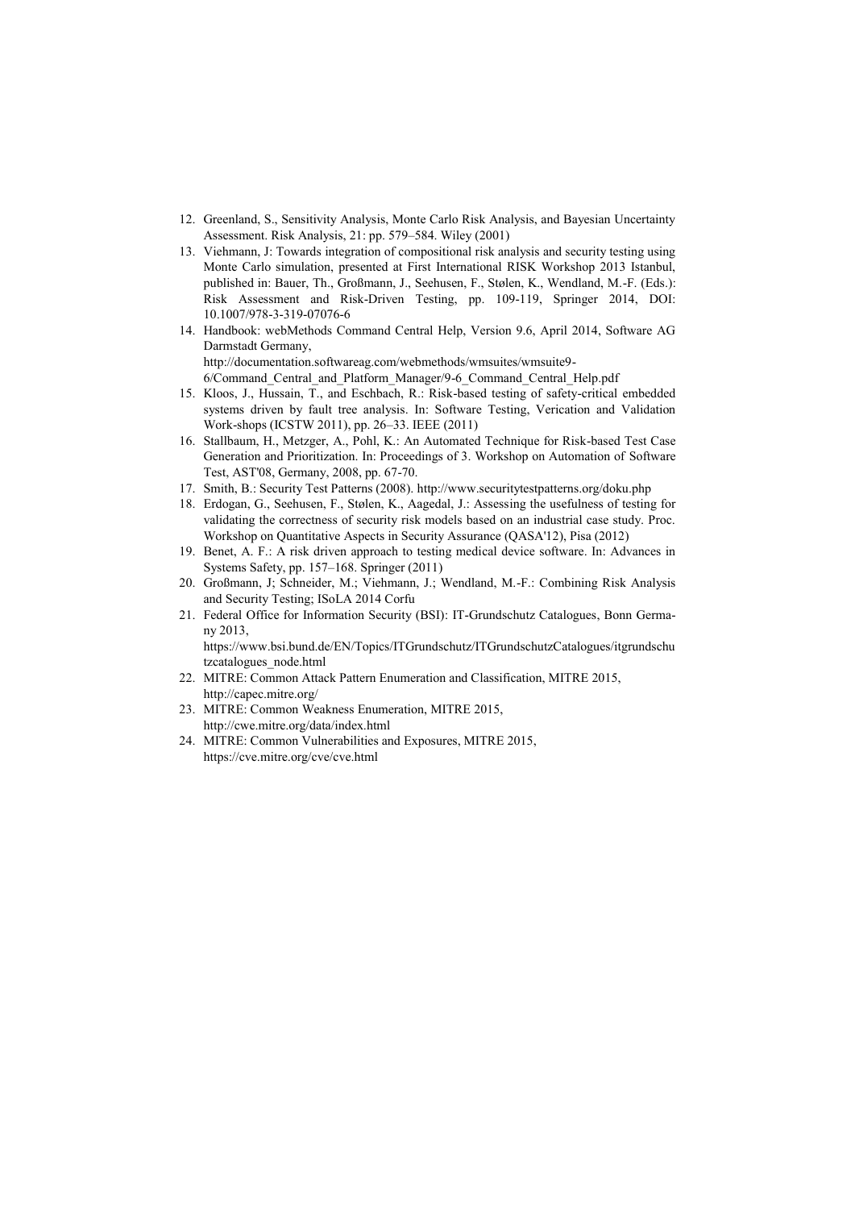12. Greenland, S., Sensitivity Analysis, Monte Carlo Risk Analysis, and Bayesian Uncertainty Assessment. Risk Analysis, 21: pp. 579–584. Wiley (2001)
13. Viehmann, J: Towards integration of compositional risk analysis and security testing using Monte Carlo simulation, presented at First International RISK Workshop 2013 Istanbul, published in: Bauer, Th., Großmann, J., Seehusen, F., Stølen, K., Wendland, M.-F. (Eds.): Risk Assessment and Risk-Driven Testing, pp. 109-119, Springer 2014, DOI: 10.1007/978-3-319-07076-6
14. Handbook: webMethods Command Central Help, Version 9.6, April 2014, Software AG Darmstadt Germany, http://documentation.softwareag.com/webmethods/wmsuites/wmsuite9-6/Command_Central_and_Platform_Manager/9-6_Command_Central_Help.pdf
15. Kloos, J., Hussain, T., and Eschbach, R.: Risk-based testing of safety-critical embedded systems driven by fault tree analysis. In: Software Testing, Verication and Validation Work-shops (ICSTW 2011), pp. 26–33. IEEE (2011)
16. Stallbaum, H., Metzger, A., Pohl, K.: An Automated Technique for Risk-based Test Case Generation and Prioritization. In: Proceedings of 3. Workshop on Automation of Software Test, AST'08, Germany, 2008, pp. 67-70.
17. Smith, B.: Security Test Patterns (2008). http://www.securitytestpatterns.org/doku.php
18. Erdogan, G., Seehusen, F., Stølen, K., Aagedal, J.: Assessing the usefulness of testing for validating the correctness of security risk models based on an industrial case study. Proc. Workshop on Quantitative Aspects in Security Assurance (QASA'12), Pisa (2012)
19. Benet, A. F.: A risk driven approach to testing medical device software. In: Advances in Systems Safety, pp. 157–168. Springer (2011)
20. Großmann, J; Schneider, M.; Viehmann, J.; Wendland, M.-F.: Combining Risk Analysis and Security Testing; ISoLA 2014 Corfu
21. Federal Office for Information Security (BSI): IT-Grundschutz Catalogues, Bonn Germany 2013, https://www.bsi.bund.de/EN/Topics/ITGrundschutz/ITGrundschutzCatalogues/itgrundschutzcatalogues_node.html
22. MITRE: Common Attack Pattern Enumeration and Classification, MITRE 2015, http://capec.mitre.org/
23. MITRE: Common Weakness Enumeration, MITRE 2015, http://cwe.mitre.org/data/index.html
24. MITRE: Common Vulnerabilities and Exposures, MITRE 2015, https://cve.mitre.org/cve/cve.html